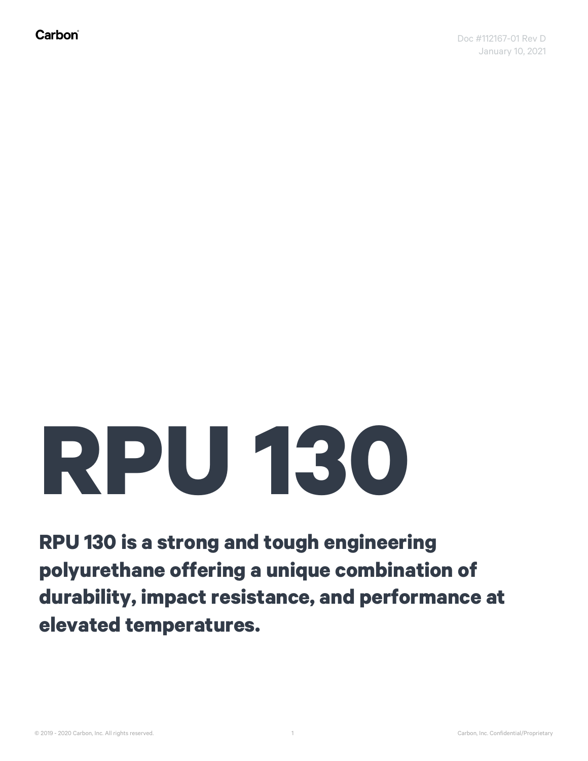Carbon

Doc #112167-01 Rev D
January 10, 2021

# RPU 130

**RPU 130 is a strong and tough engineering polyurethane offering a unique combination of durability, impact resistance, and performance at elevated temperatures.**

© 2019 - 2020 Carbon, Inc. All rights reserved.

Carbon, Inc. Confidential/Proprietary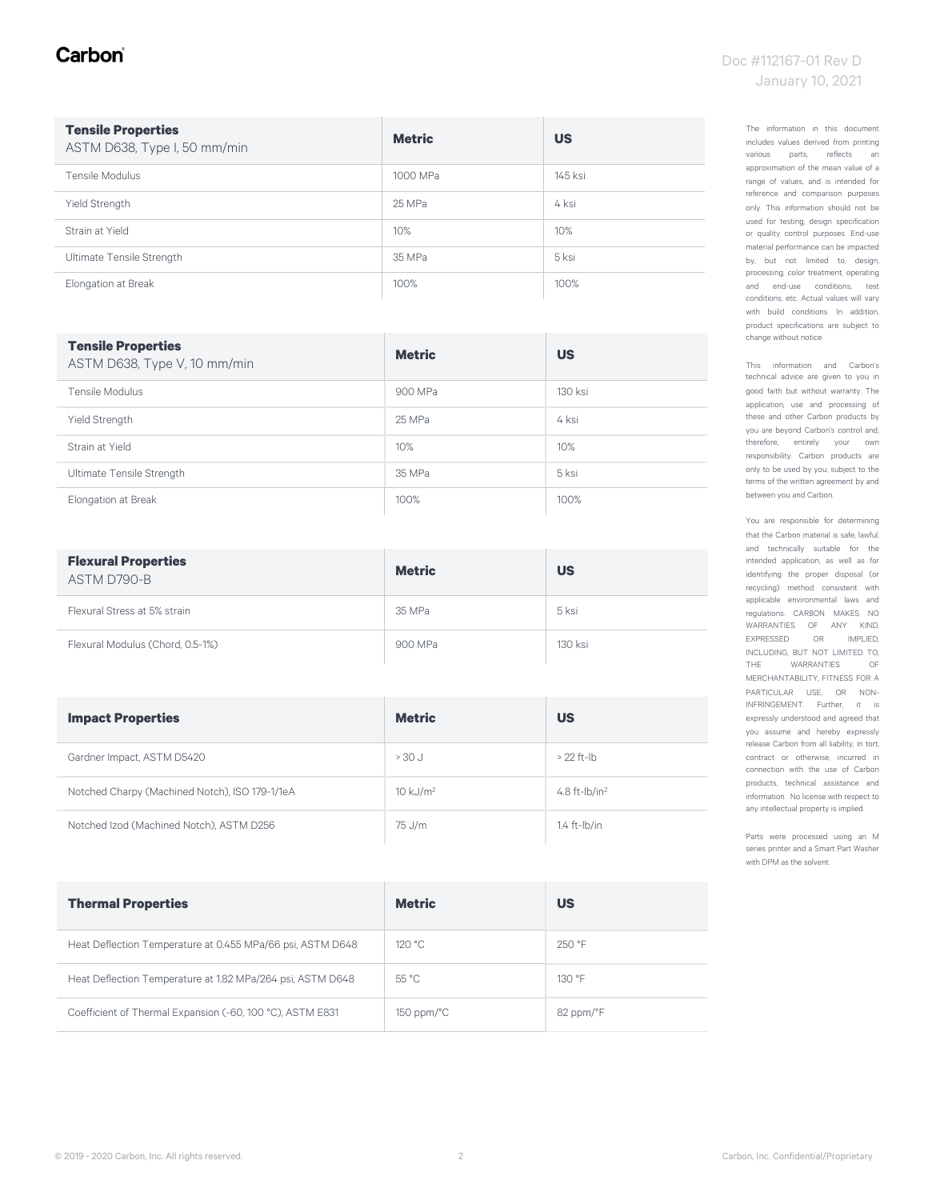| **Tensile Properties** ASTM D638, Type I, 50 mm/min | **Metric** | **US** |
|---|---|---|
| Tensile Modulus | 1000 MPa | 145 ksi |
| Yield Strength | 25 MPa | 4 ksi |
| Strain at Yield | 10% | 10% |
| Ultimate Tensile Strength | 35 MPa | 5 ksi |
| Elongation at Break | 100% | 100% |

| **Tensile Properties** ASTM D638, Type V, 10 mm/min | **Metric** | **US** |
|---|---|---|
| Tensile Modulus | 900 MPa | 130 ksi |
| Yield Strength | 25 MPa | 4 ksi |
| Strain at Yield | 10% | 10% |
| Ultimate Tensile Strength | 35 MPa | 5 ksi |
| Elongation at Break | 100% | 100% |

| **Flexural Properties** ASTM D790-B | **Metric** | **US** |
|---|---|---|
| Flexural Stress at 5% strain | 35 MPa | 5 ksi |
| Flexural Modulus (Chord, 0.5-1%) | 900 MPa | 130 ksi |

| **Impact Properties** | **Metric** | **US** |
|---|---|---|
| Gardner Impact, ASTM D5420 | > 30 J | > 22 ft-lb |
| Notched Charpy (Machined Notch), ISO 179-1/1eA | 10 $kJ/m^2$ | 4.8 $ft\text{-}lb/in^2$ |
| Notched Izod (Machined Notch), ASTM D256 | 75 J/m | 1.4 ft-lb/in |

| **Thermal Properties** | **Metric** | **US** |
|---|---|---|
| Heat Deflection Temperature at 0.455 MPa/66 psi, ASTM D648 | 120 °C | 250 °F |
| Heat Deflection Temperature at 1.82 MPa/264 psi, ASTM D648 | 55 °C | 130 °F |
| Coefficient of Thermal Expansion (-60, 100 °C), ASTM E831 | 150 ppm/°C | 82 ppm/°F |

The information in this document includes values derived from printing various parts, reflects an approximation of the mean value of a range of values, and is intended for reference and comparison purposes only. This information should not be used for testing, design specification or quality control purposes. End-use material performance can be impacted by, but not limited to, design, processing, color treatment, operating and end-use conditions, test conditions, etc. Actual values will vary with build conditions. In addition, product specifications are subject to change without notice.

This information and Carbon's technical advice are given to you in good faith but without warranty. The application, use and processing of these and other Carbon products by you are beyond Carbon's control and, therefore, entirely your own responsibility. Carbon products are only to be used by you, subject to the terms of the written agreement by and between you and Carbon.

You are responsible for determining that the Carbon material is safe, lawful, and technically suitable for the intended application, as well as for identifying the proper disposal (or recycling) method consistent with applicable environmental laws and regulations. CARBON MAKES NO WARRANTIES OF ANY KIND, EXPRESSED OR IMPLIED, INCLUDING, BUT NOT LIMITED TO, THE WARRANTIES OF MERCHANTABILITY, FITNESS FOR A PARTICULAR USE, OR NON-INFRINGEMENT. Further, it is expressly understood and agreed that you assume and hereby expressly release Carbon from all liability, in tort, contract or otherwise, incurred in connection with the use of Carbon products, technical assistance and information. No license with respect to any intellectual property is implied.

Parts were processed using an M series printer and a Smart Part Washer with DPM as the solvent.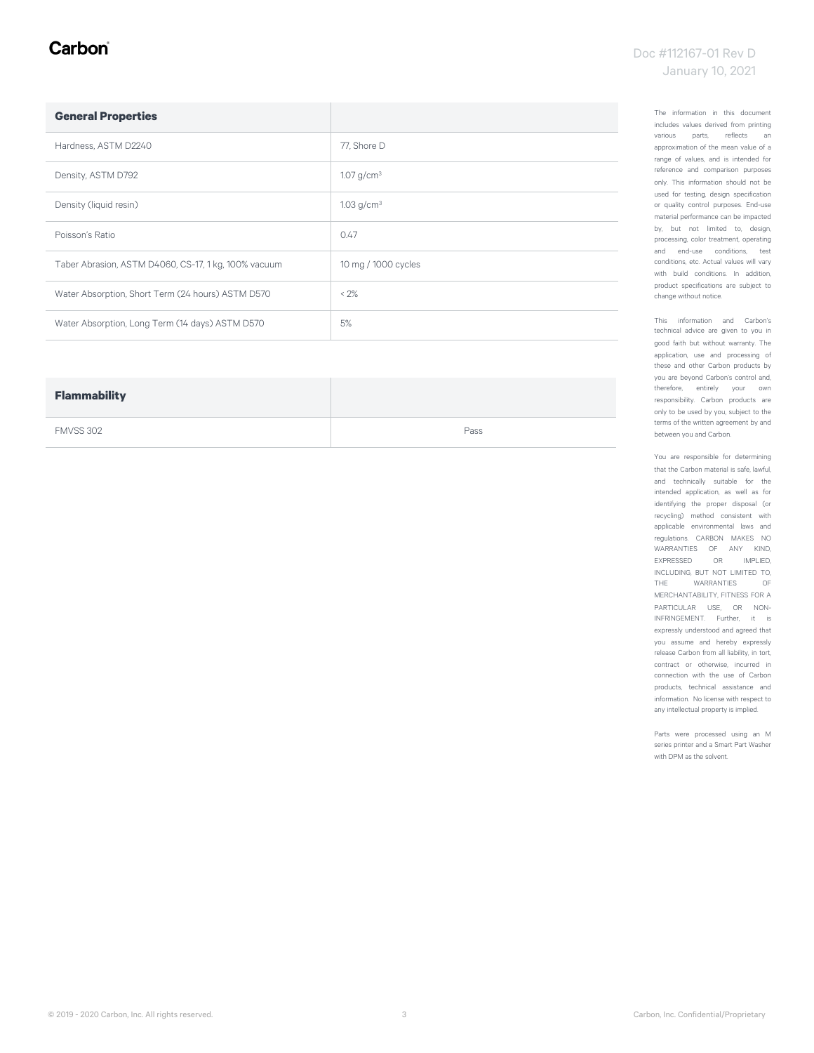| General Properties | |
|---|---|
| Hardness, ASTM D2240 | 77, Shore D |
| Density, ASTM D792 | 1.07 g/cm$^3$ |
| Density (liquid resin) | 1.03 g/cm$^3$ |
| Poisson's Ratio | 0.47 |
| Taber Abrasion, ASTM D4060, CS-17, 1 kg, 100% vacuum | 10 mg / 1000 cycles |
| Water Absorption, Short Term (24 hours) ASTM D570 | < 2% |
| Water Absorption, Long Term (14 days) ASTM D570 | 5% |

| Flammability | |
|---|---|
| FMVSS 302 | Pass |

The information in this document includes values derived from printing various parts, reflects an approximation of the mean value of a range of values, and is intended for reference and comparison purposes only. This information should not be used for testing, design specification or quality control purposes. End-use material performance can be impacted by, but not limited to, design, processing, color treatment, operating and end-use conditions, test conditions, etc. Actual values will vary with build conditions. In addition, product specifications are subject to change without notice.

This information and Carbon's technical advice are given to you in good faith but without warranty. The application, use and processing of these and other Carbon products by you are beyond Carbon's control and, therefore, entirely your own responsibility. Carbon products are only to be used by you, subject to the terms of the written agreement by and between you and Carbon.

You are responsible for determining that the Carbon material is safe, lawful, and technically suitable for the intended application, as well as for identifying the proper disposal (or recycling) method consistent with applicable environmental laws and regulations. CARBON MAKES NO WARRANTIES OF ANY KIND, EXPRESSED OR IMPLIED, INCLUDING, BUT NOT LIMITED TO, THE WARRANTIES OF MERCHANTABILITY, FITNESS FOR A PARTICULAR USE, OR NON-INFRINGEMENT. Further, it is expressly understood and agreed that you assume and hereby expressly release Carbon from all liability, in tort, contract or otherwise, incurred in connection with the use of Carbon products, technical assistance and information. No license with respect to any intellectual property is implied.

Parts were processed using an M series printer and a Smart Part Washer with DPM as the solvent.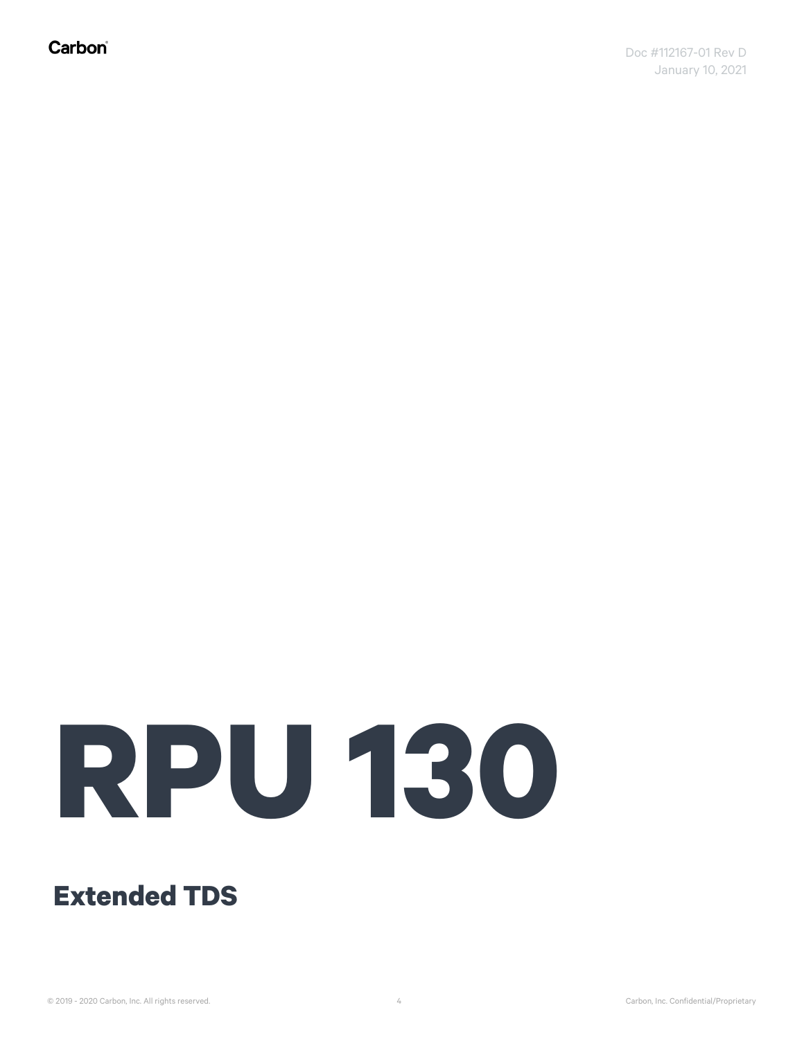# RPU 130

## Extended TDS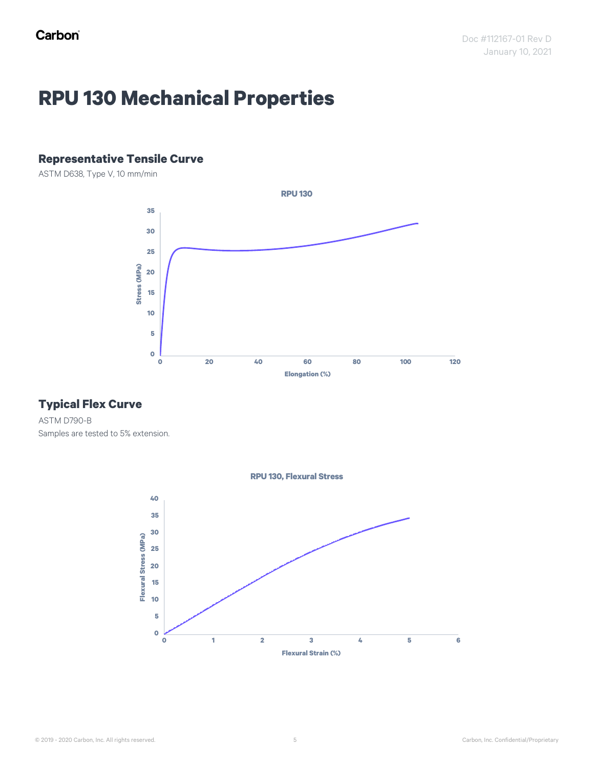# RPU 130 Mechanical Properties

## Representative Tensile Curve

ASTM D638, Type V, 10 mm/min

## Typical Flex Curve

ASTM D790-B

Samples are tested to 5% extension.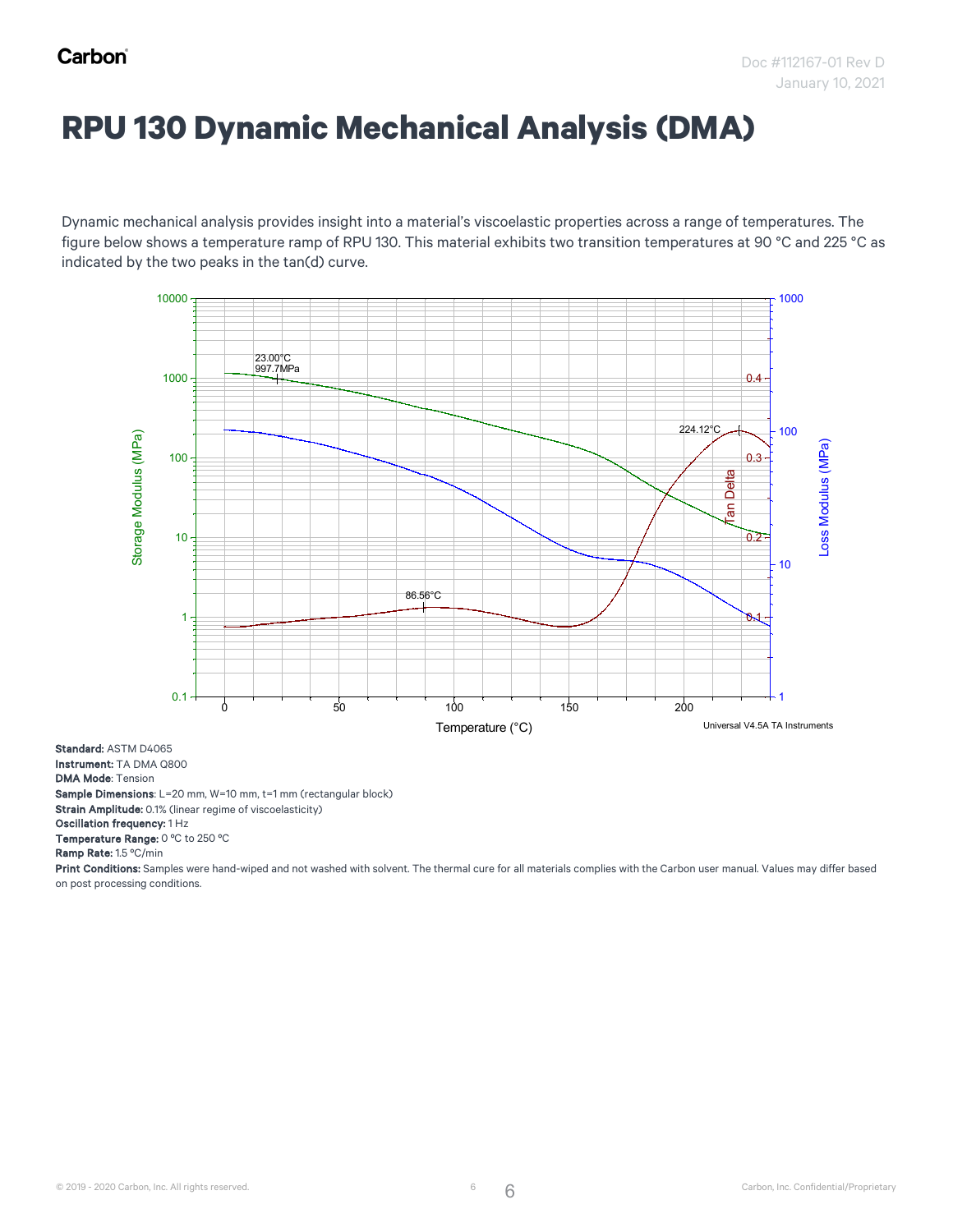# RPU 130 Dynamic Mechanical Analysis (DMA)

Dynamic mechanical analysis provides insight into a material's viscoelastic properties across a range of temperatures. The figure below shows a temperature ramp of RPU 130. This material exhibits two transition temperatures at 90 °C and 225 °C as indicated by the two peaks in the tan(d) curve.

**Standard:** ASTM D4065
**Instrument:** TA DMA Q800
**DMA Mode**: Tension
**Sample Dimensions**: L=20 mm, W=10 mm, t=1 mm (rectangular block)
**Strain Amplitude:** 0.1% (linear regime of viscoelasticity)
**Oscillation frequency:** 1 Hz
**Temperature Range:** 0 °C to 250 °C
**Ramp Rate:** 1.5 °C/min
**Print Conditions:** Samples were hand-wiped and not washed with solvent. The thermal cure for all materials complies with the Carbon user manual. Values may differ based on post processing conditions.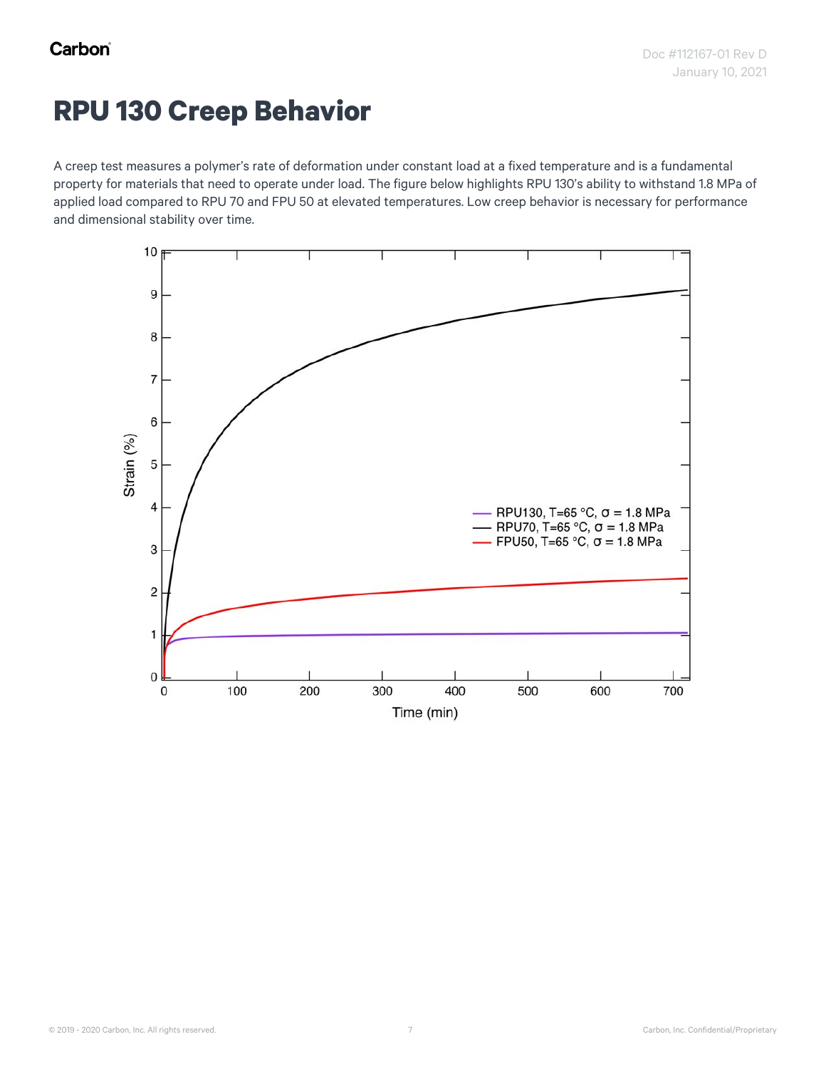# RPU 130 Creep Behavior

A creep test measures a polymer's rate of deformation under constant load at a fixed temperature and is a fundamental property for materials that need to operate under load. The figure below highlights RPU 130's ability to withstand 1.8 MPa of applied load compared to RPU 70 and FPU 50 at elevated temperatures. Low creep behavior is necessary for performance and dimensional stability over time.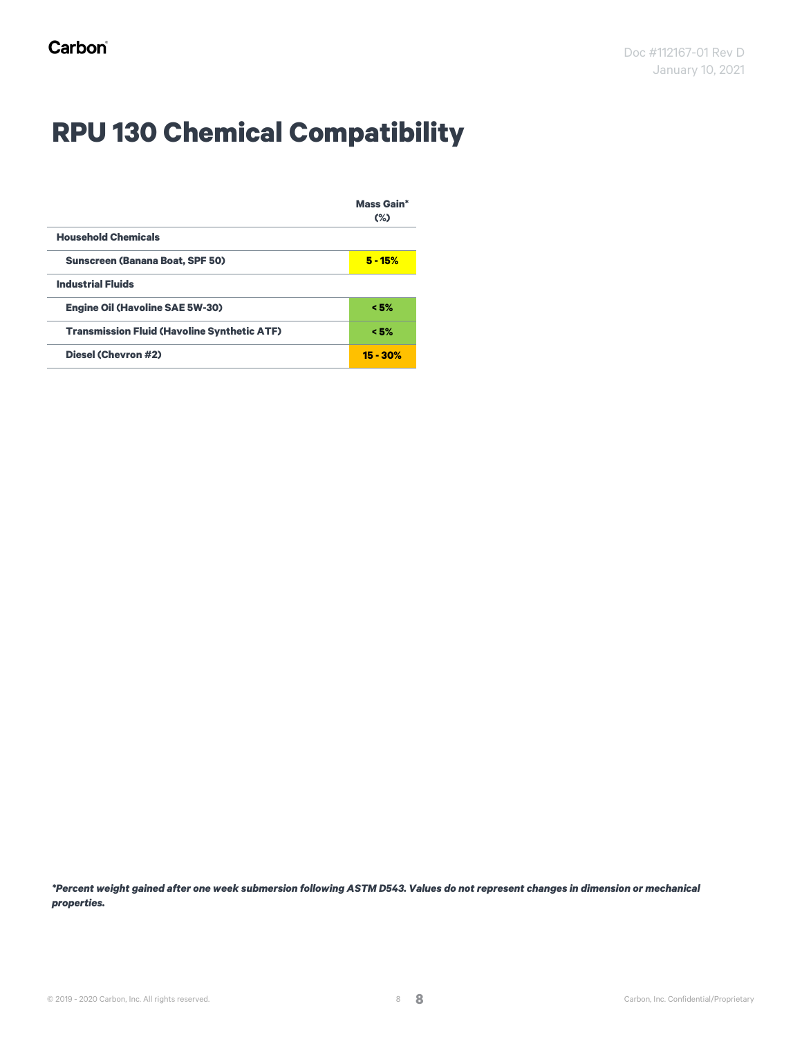# RPU 130 Chemical Compatibility

| | Mass Gain* (%) |
|---|---|
| **Household Chemicals** | |
| **Sunscreen (Banana Boat, SPF 50)** | **5 - 15%** |
| **Industrial Fluids** | |
| **Engine Oil (Havoline SAE 5W-30)** | **< 5%** |
| **Transmission Fluid (Havoline Synthetic ATF)** | **< 5%** |
| **Diesel (Chevron #2)** | **15 - 30%** |

***Percent weight gained after one week submersion following ASTM D543. Values do not represent changes in dimension or mechanical properties.***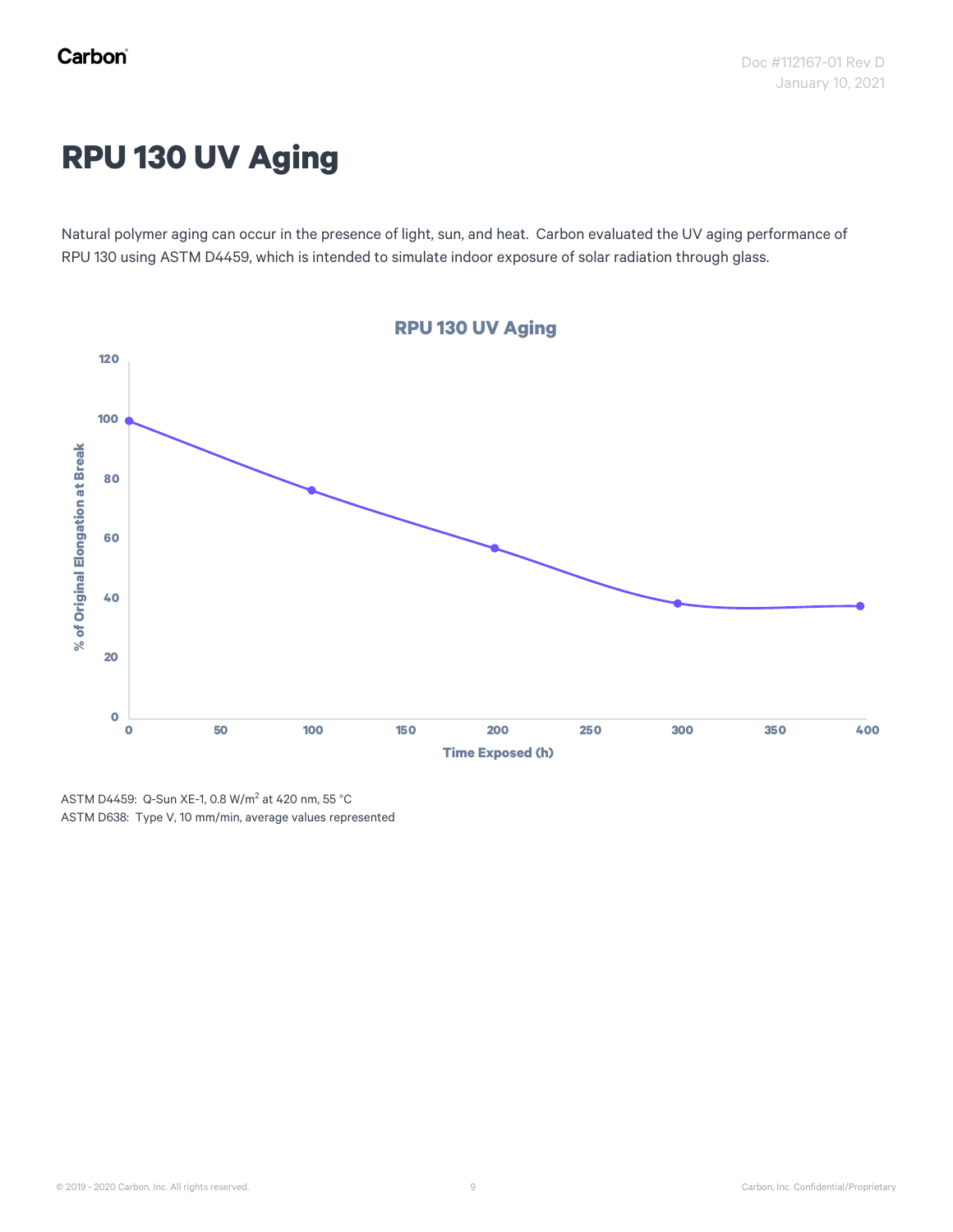# RPU 130 UV Aging

Natural polymer aging can occur in the presence of light, sun, and heat. Carbon evaluated the UV aging performance of RPU 130 using ASTM D4459, which is intended to simulate indoor exposure of solar radiation through glass.

ASTM D4459: Q-Sun XE-1, 0.8 W/m$^2$ at 420 nm, 55 °C
ASTM D638: Type V, 10 mm/min, average values represented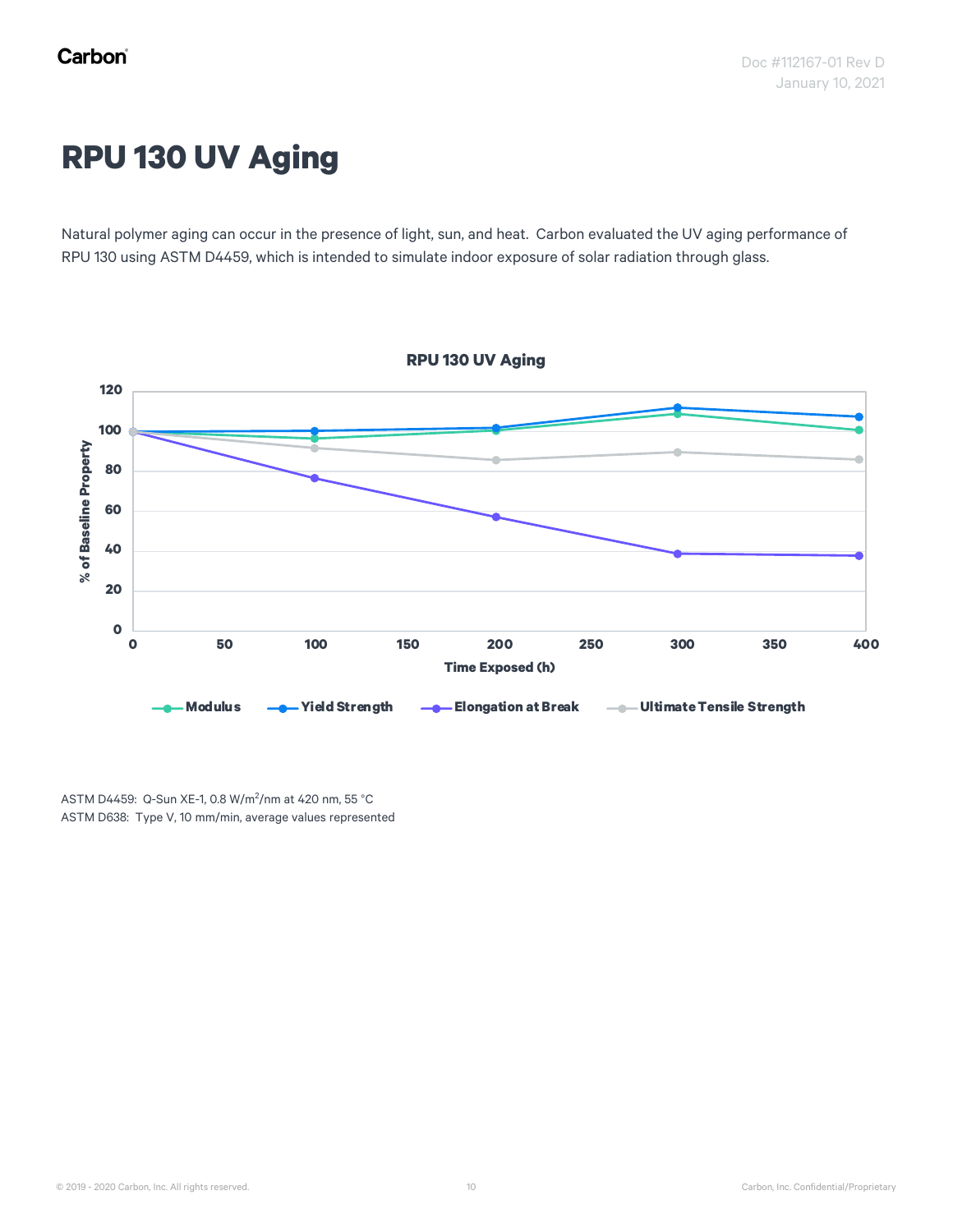# RPU 130 UV Aging

Natural polymer aging can occur in the presence of light, sun, and heat. Carbon evaluated the UV aging performance of RPU 130 using ASTM D4459, which is intended to simulate indoor exposure of solar radiation through glass.

ASTM D4459: Q-Sun XE-1, 0.8 W/m$^2$/nm at 420 nm, 55 °C
ASTM D638: Type V, 10 mm/min, average values represented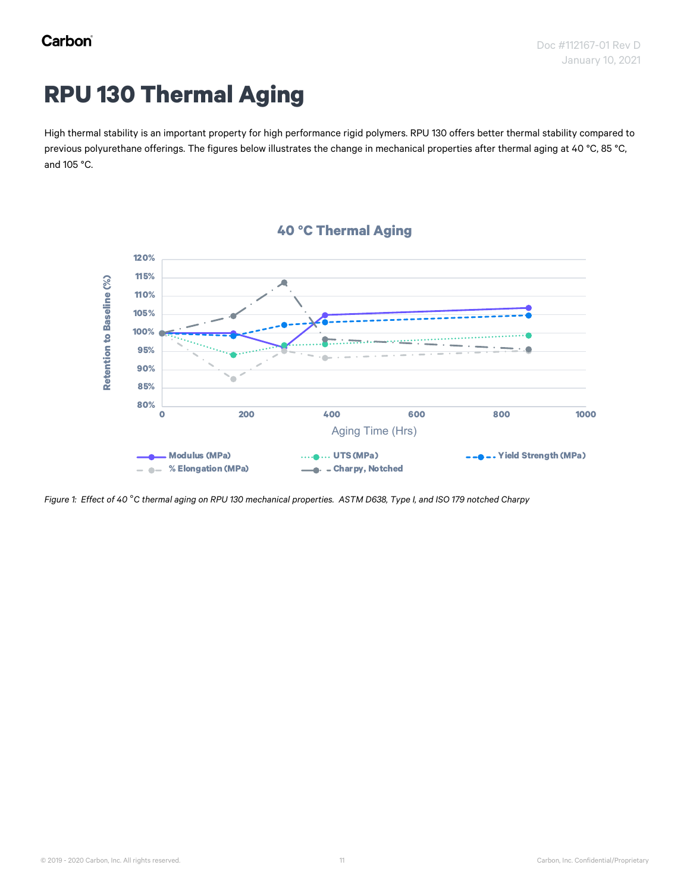# RPU 130 Thermal Aging

High thermal stability is an important property for high performance rigid polymers. RPU 130 offers better thermal stability compared to previous polyurethane offerings. The figures below illustrates the change in mechanical properties after thermal aging at 40 °C, 85 °C, and 105 °C.

*Figure 1: Effect of 40 °C thermal aging on RPU 130 mechanical properties. ASTM D638, Type I, and ISO 179 notched Charpy*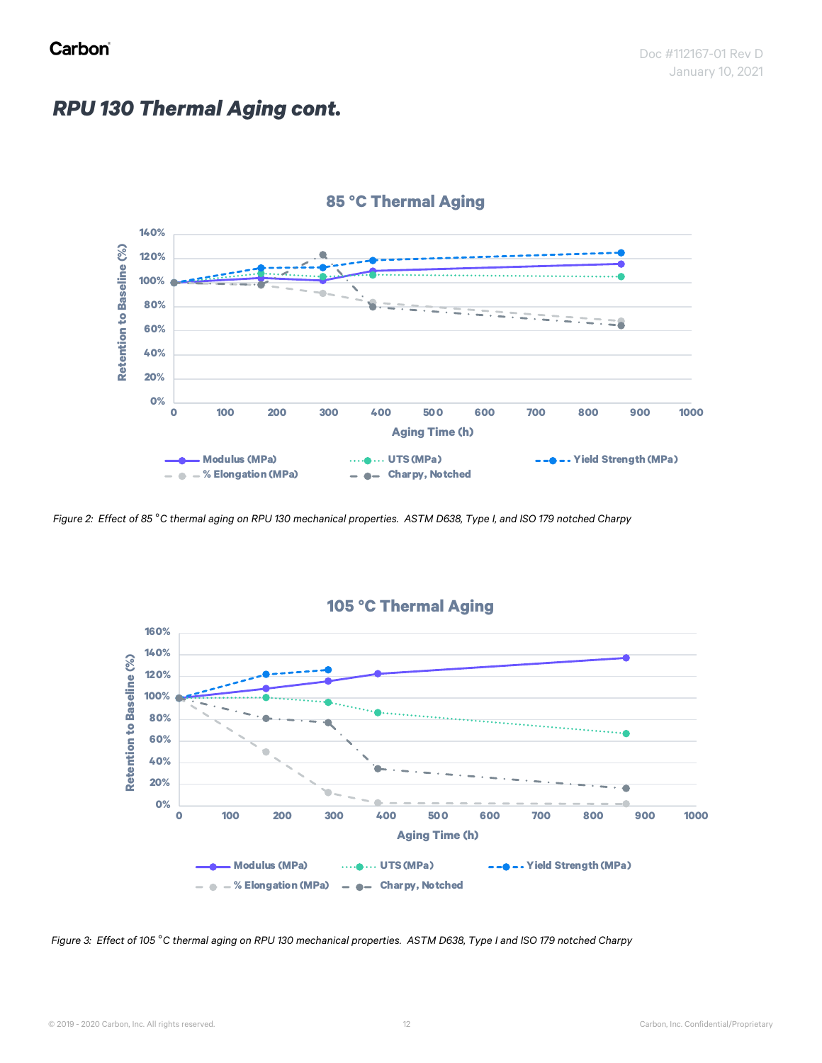## *RPU 130 Thermal Aging cont.*

*Figure 2: Effect of 85 °C thermal aging on RPU 130 mechanical properties. ASTM D638, Type I, and ISO 179 notched Charpy*

*Figure 3: Effect of 105 °C thermal aging on RPU 130 mechanical properties. ASTM D638, Type I and ISO 179 notched Charpy*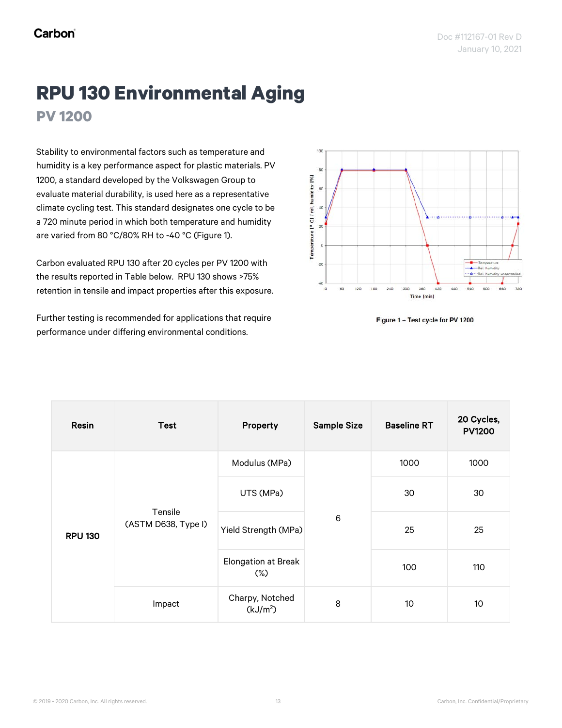# RPU 130 Environmental Aging

## PV 1200

Stability to environmental factors such as temperature and humidity is a key performance aspect for plastic materials. PV 1200, a standard developed by the Volkswagen Group to evaluate material durability, is used here as a representative climate cycling test. This standard designates one cycle to be a 720 minute period in which both temperature and humidity are varied from 80 °C/80% RH to -40 °C (Figure 1).

Carbon evaluated RPU 130 after 20 cycles per PV 1200 with the results reported in Table below. RPU 130 shows >75% retention in tensile and impact properties after this exposure.

Further testing is recommended for applications that require performance under differing environmental conditions.

Figure 1 – Test cycle for PV 1200

| Resin | Test | Property | Sample Size | Baseline RT | 20 Cycles, PV1200 |
|---|---|---|---|---|---|
| RPU 130 | Tensile (ASTM D638, Type I) | Modulus (MPa) | 6 | 1000 | 1000 |
| | | UTS (MPa) | | 30 | 30 |
| | | Yield Strength (MPa) | | 25 | 25 |
| | | Elongation at Break (%) | | 100 | 110 |
| | Impact | Charpy, Notched ($kJ/m^2$) | 8 | 10 | 10 |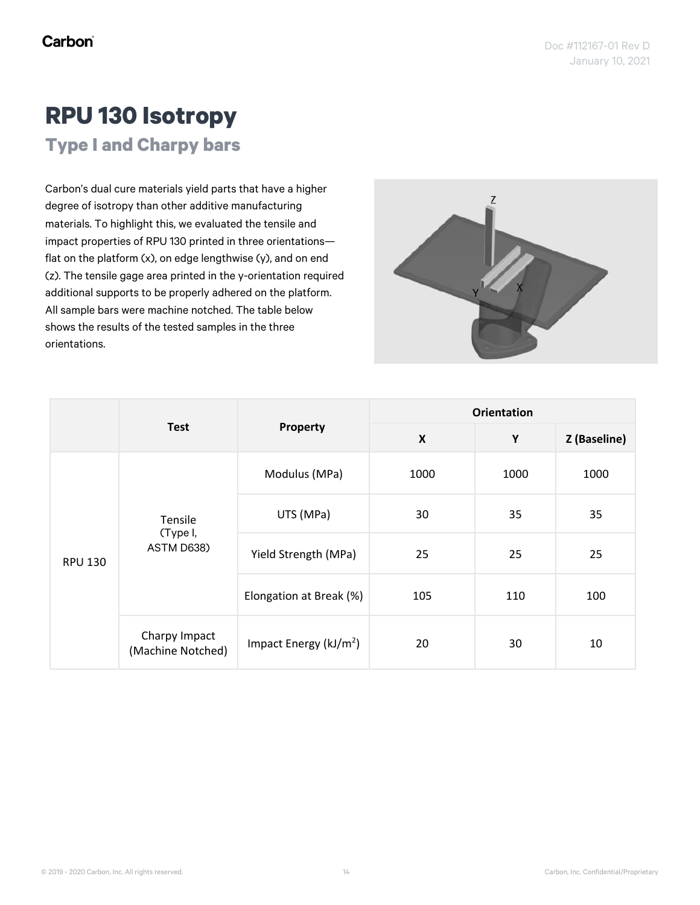# RPU 130 Isotropy

## Type I and Charpy bars

Carbon's dual cure materials yield parts that have a higher degree of isotropy than other additive manufacturing materials. To highlight this, we evaluated the tensile and impact properties of RPU 130 printed in three orientations—flat on the platform (x), on edge lengthwise (y), and on end (z). The tensile gage area printed in the y-orientation required additional supports to be properly adhered on the platform. All sample bars were machine notched. The table below shows the results of the tested samples in the three orientations.

| | Test | Property | Orientation | | |
|---|---|---|---|---|---|
| | | | **X** | **Y** | **Z (Baseline)** |
| RPU 130 | Tensile (Type I, ASTM D638) | Modulus (MPa) | 1000 | 1000 | 1000 |
| | | UTS (MPa) | 30 | 35 | 35 |
| | | Yield Strength (MPa) | 25 | 25 | 25 |
| | | Elongation at Break (%) | 105 | 110 | 100 |
| | Charpy Impact (Machine Notched) | Impact Energy (kJ/m$^2$) | 20 | 30 | 10 |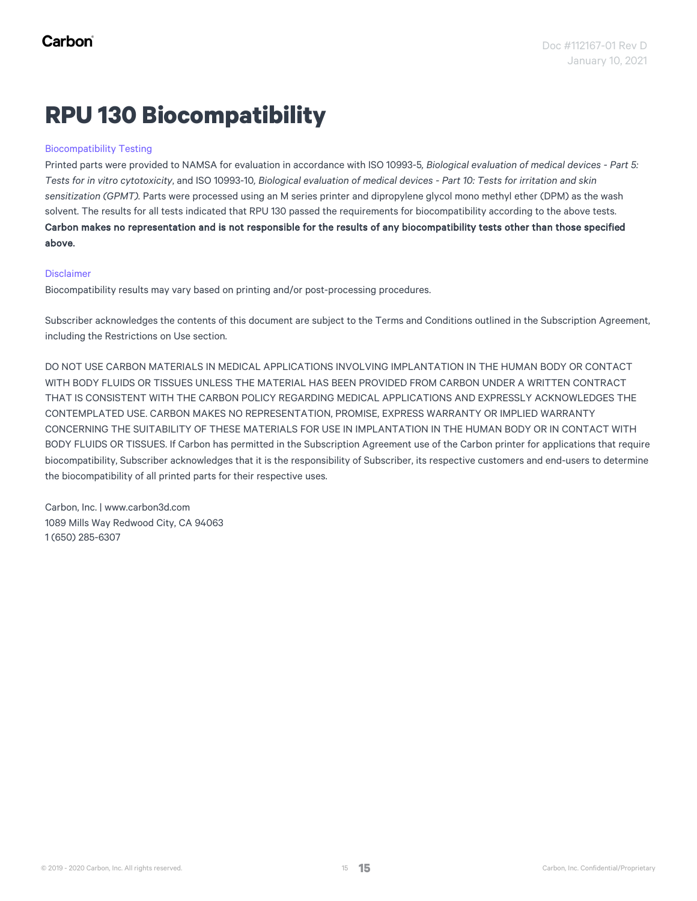# RPU 130 Biocompatibility

## Biocompatibility Testing

Printed parts were provided to NAMSA for evaluation in accordance with ISO 10993-5, *Biological evaluation of medical devices - Part 5: Tests for in vitro cytotoxicity*, and ISO 10993-10, *Biological evaluation of medical devices - Part 10: Tests for irritation and skin sensitization (GPMT).* Parts were processed using an M series printer and dipropylene glycol mono methyl ether (DPM) as the wash solvent. The results for all tests indicated that RPU 130 passed the requirements for biocompatibility according to the above tests. **Carbon makes no representation and is not responsible for the results of any biocompatibility tests other than those specified above.**

## Disclaimer

Biocompatibility results may vary based on printing and/or post-processing procedures.

Subscriber acknowledges the contents of this document are subject to the Terms and Conditions outlined in the Subscription Agreement, including the Restrictions on Use section.

DO NOT USE CARBON MATERIALS IN MEDICAL APPLICATIONS INVOLVING IMPLANTATION IN THE HUMAN BODY OR CONTACT WITH BODY FLUIDS OR TISSUES UNLESS THE MATERIAL HAS BEEN PROVIDED FROM CARBON UNDER A WRITTEN CONTRACT THAT IS CONSISTENT WITH THE CARBON POLICY REGARDING MEDICAL APPLICATIONS AND EXPRESSLY ACKNOWLEDGES THE CONTEMPLATED USE. CARBON MAKES NO REPRESENTATION, PROMISE, EXPRESS WARRANTY OR IMPLIED WARRANTY CONCERNING THE SUITABILITY OF THESE MATERIALS FOR USE IN IMPLANTATION IN THE HUMAN BODY OR IN CONTACT WITH BODY FLUIDS OR TISSUES. If Carbon has permitted in the Subscription Agreement use of the Carbon printer for applications that require biocompatibility, Subscriber acknowledges that it is the responsibility of Subscriber, its respective customers and end-users to determine the biocompatibility of all printed parts for their respective uses.

Carbon, Inc. | www.carbon3d.com
1089 Mills Way Redwood City, CA 94063
1 (650) 285-6307